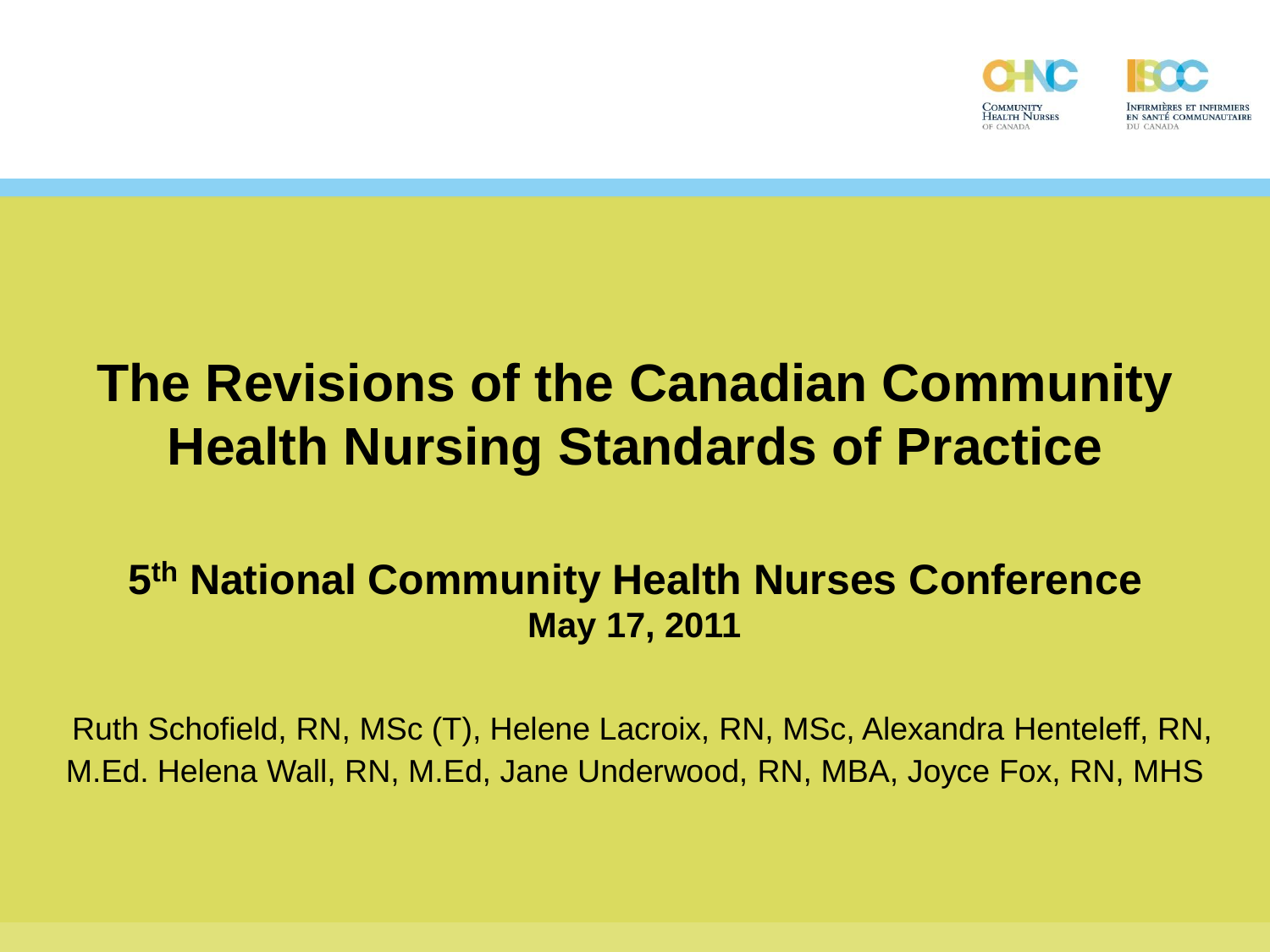# The Revisions of the Canadian Community Health Nursing Standards of Practice

## 5th National Community Health Nurses Conference

**May 17, 2011**

Ruth Schofield, RN, MSc (T), Helene Lacroix, RN, MSc, Alexandra Henteleff, RN, M.Ed. Helena Wall, RN, M.Ed, Jane Underwood, RN, MBA, Joyce Fox, RN, MHS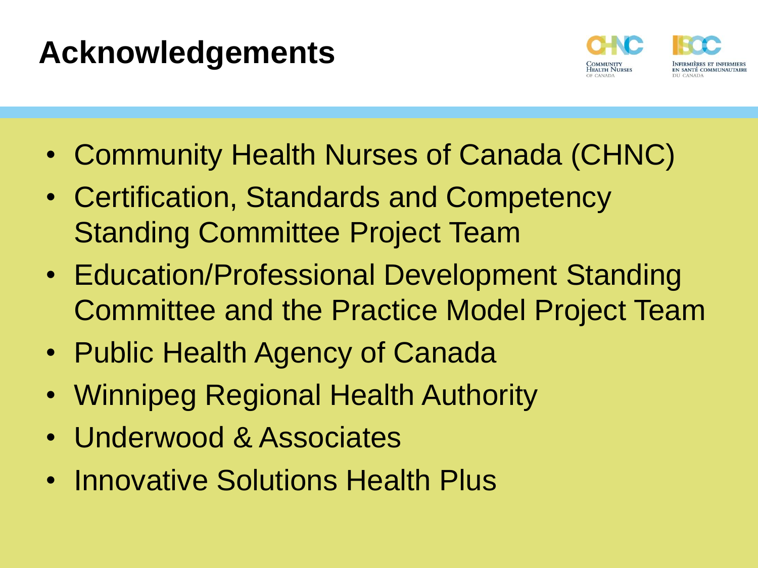# Acknowledgements

- Community Health Nurses of Canada (CHNC)
- Certification, Standards and Competency Standing Committee Project Team
- Education/Professional Development Standing Committee and the Practice Model Project Team
- Public Health Agency of Canada
- Winnipeg Regional Health Authority
- Underwood & Associates
- Innovative Solutions Health Plus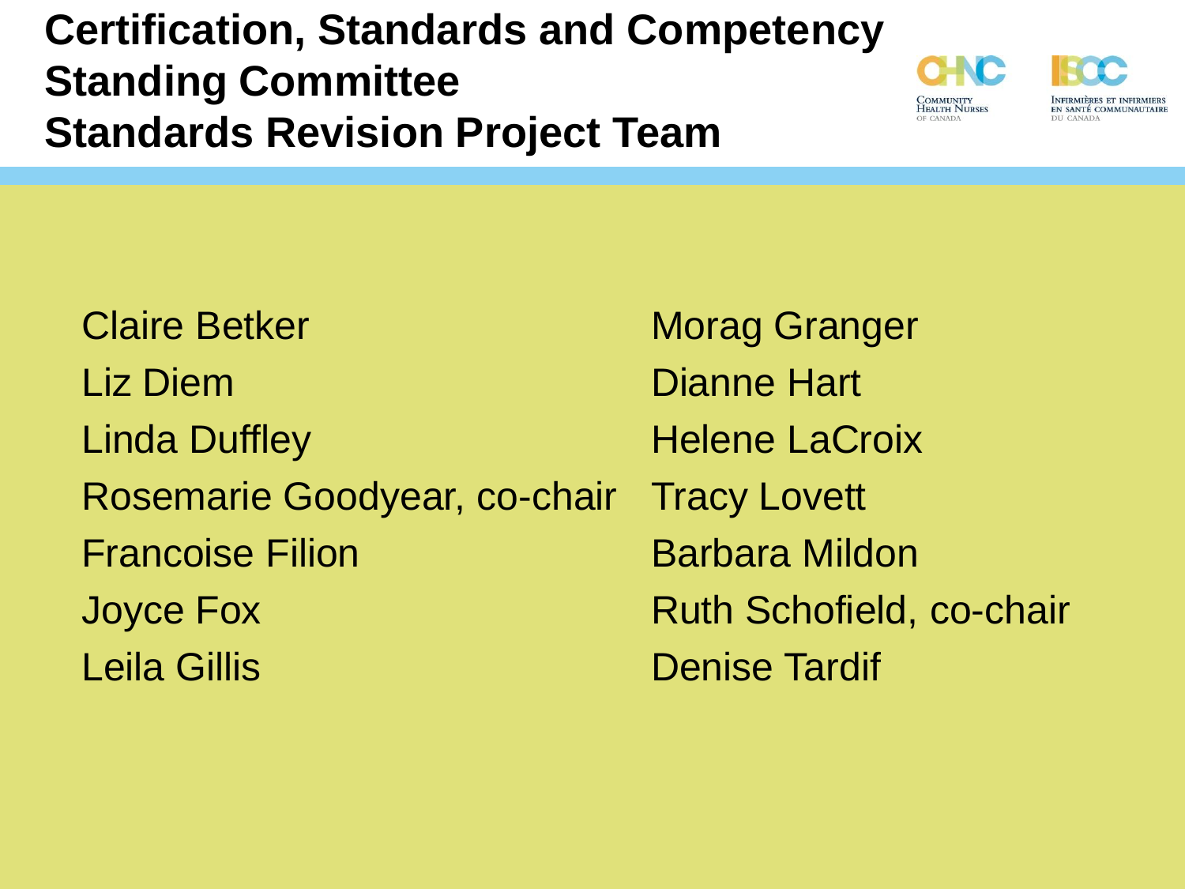# Certification, Standards and Competency Standing Committee Standards Revision Project Team

Claire Betker

Liz Diem

Linda Duffley

Rosemarie Goodyear, co-chair

Francoise Filion

Joyce Fox

Leila Gillis

Morag Granger

Dianne Hart

Helene LaCroix

Tracy Lovett

Barbara Mildon

Ruth Schofield, co-chair

Denise Tardif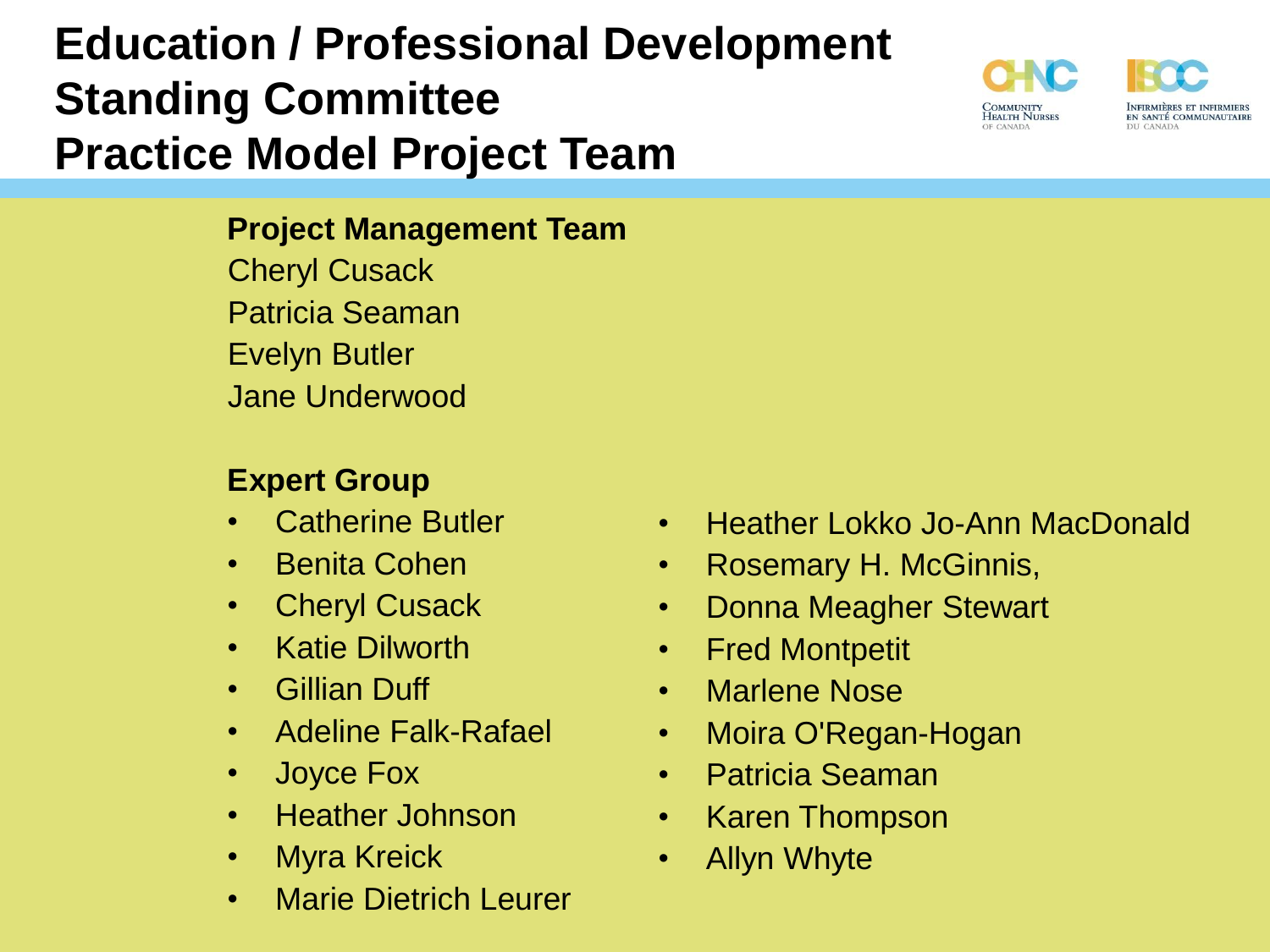# Education / Professional Development Standing Committee Practice Model Project Team

**Project Management Team**

Cheryl Cusack
Patricia Seaman
Evelyn Butler
Jane Underwood

**Expert Group**

- Catherine Butler
- Benita Cohen
- Cheryl Cusack
- Katie Dilworth
- Gillian Duff
- Adeline Falk-Rafael
- Joyce Fox
- Heather Johnson
- Myra Kreick
- Marie Dietrich Leurer
- Heather Lokko Jo-Ann MacDonald
- Rosemary H. McGinnis,
- Donna Meagher Stewart
- Fred Montpetit
- Marlene Nose
- Moira O'Regan-Hogan
- Patricia Seaman
- Karen Thompson
- Allyn Whyte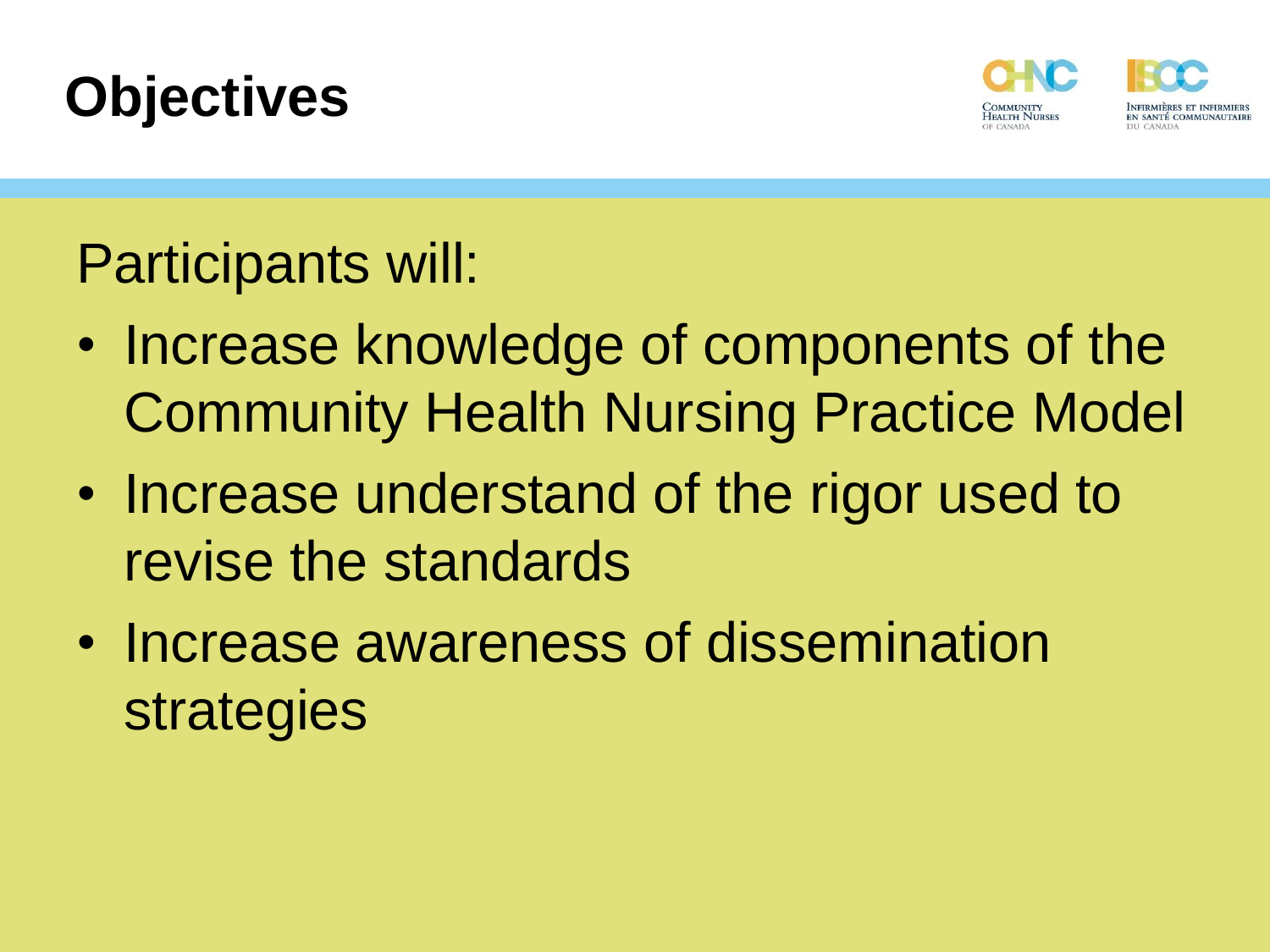# Objectives

Participants will:

- Increase knowledge of components of the Community Health Nursing Practice Model
- Increase understand of the rigor used to revise the standards
- Increase awareness of dissemination strategies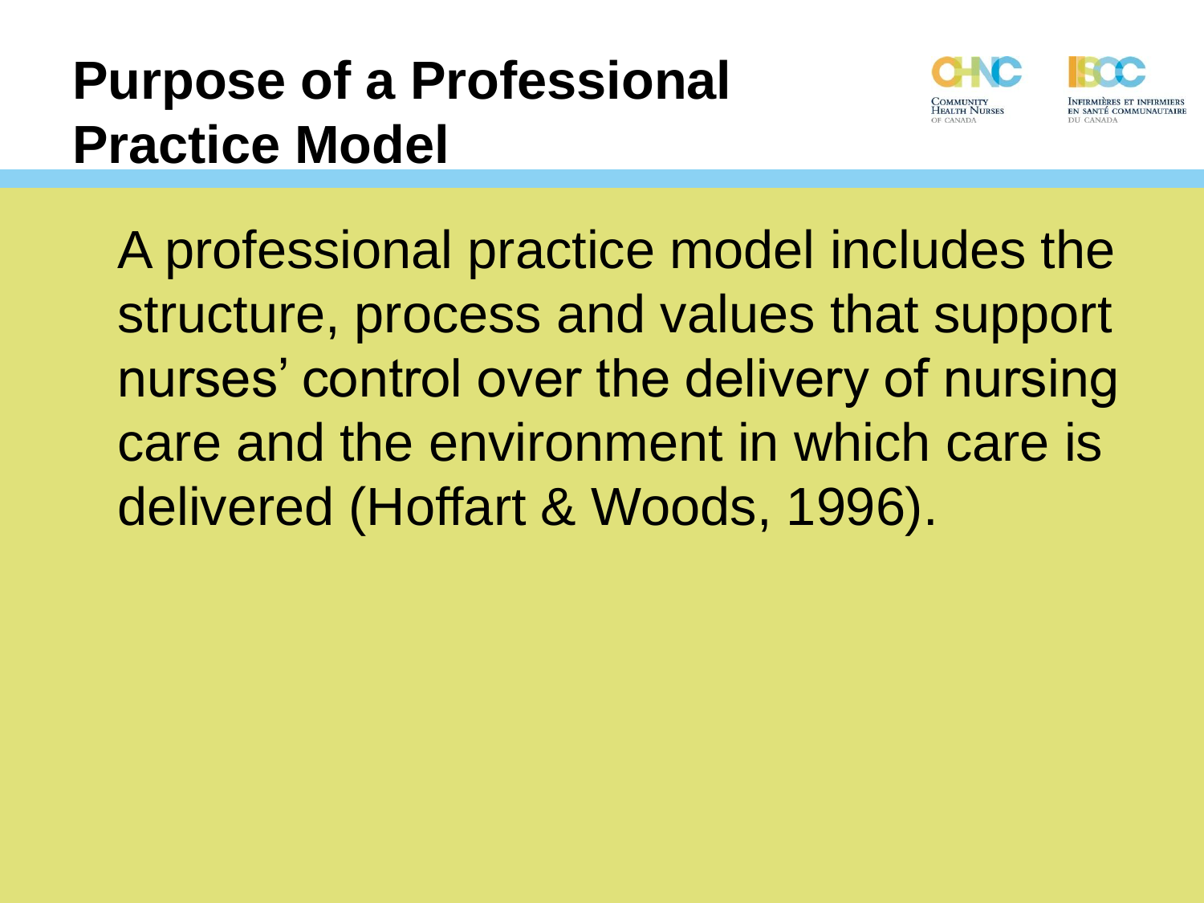# Purpose of a Professional Practice Model

A professional practice model includes the structure, process and values that support nurses' control over the delivery of nursing care and the environment in which care is delivered (Hoffart & Woods, 1996).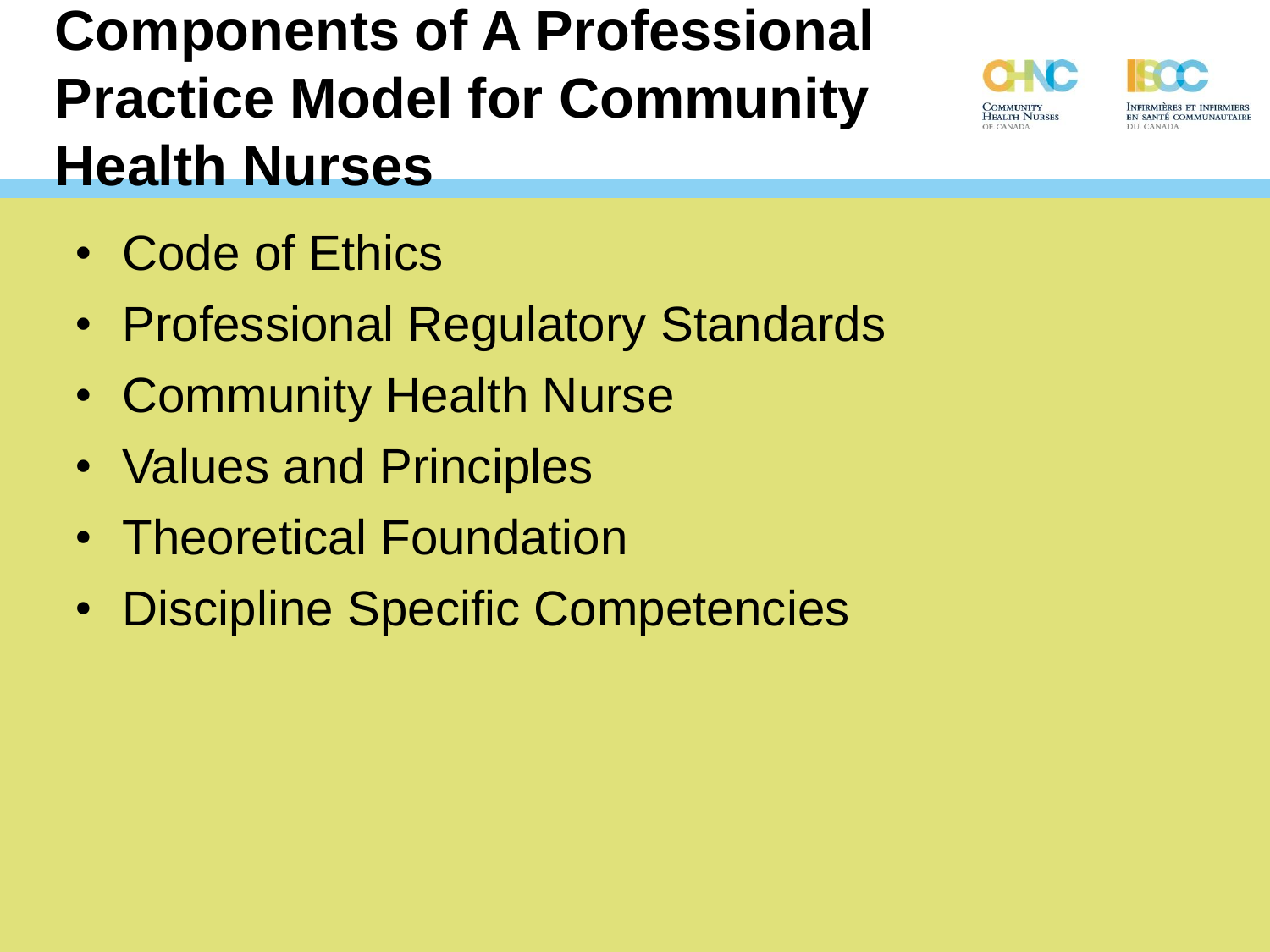# Components of A Professional Practice Model for Community Health Nurses

- Code of Ethics
- Professional Regulatory Standards
- Community Health Nurse
- Values and Principles
- Theoretical Foundation
- Discipline Specific Competencies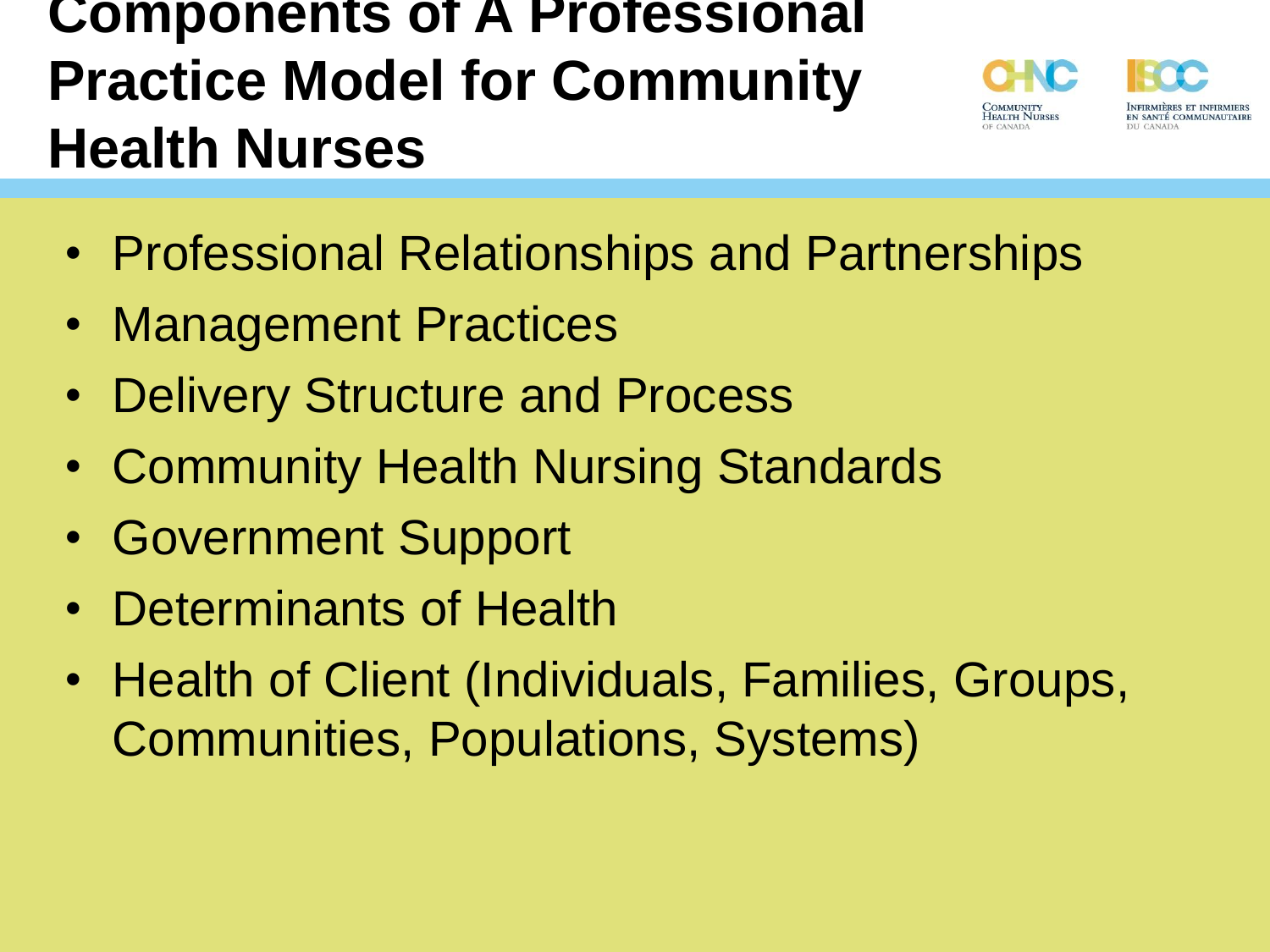# Components of A Professional Practice Model for Community Health Nurses

- Professional Relationships and Partnerships
- Management Practices
- Delivery Structure and Process
- Community Health Nursing Standards
- Government Support
- Determinants of Health
- Health of Client (Individuals, Families, Groups, Communities, Populations, Systems)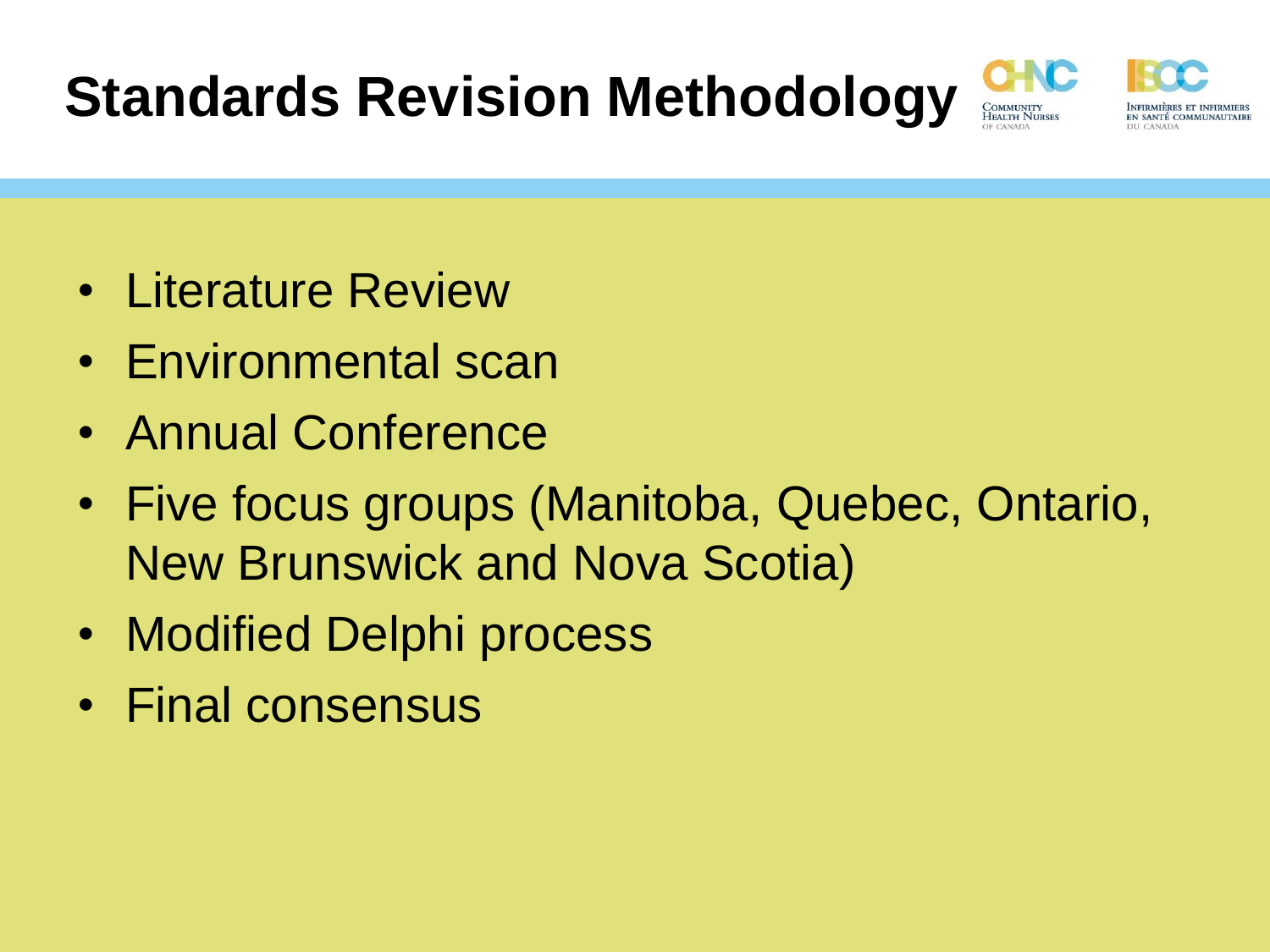# Standards Revision Methodology

- Literature Review
- Environmental scan
- Annual Conference
- Five focus groups (Manitoba, Quebec, Ontario, New Brunswick and Nova Scotia)
- Modified Delphi process
- Final consensus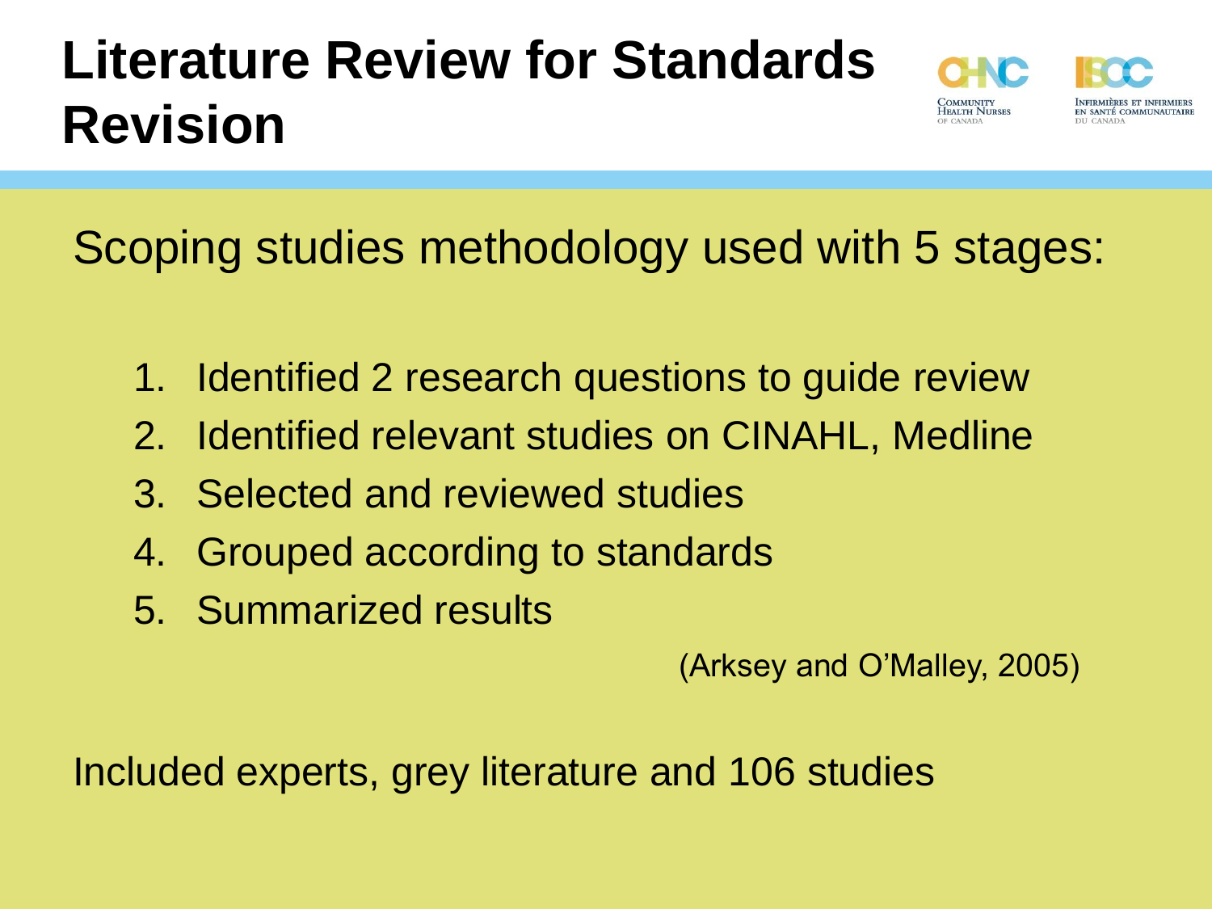# Literature Review for Standards Revision

Scoping studies methodology used with 5 stages:

1. Identified 2 research questions to guide review
2. Identified relevant studies on CINAHL, Medline
3. Selected and reviewed studies
4. Grouped according to standards
5. Summarized results

(Arksey and O'Malley, 2005)

Included experts, grey literature and 106 studies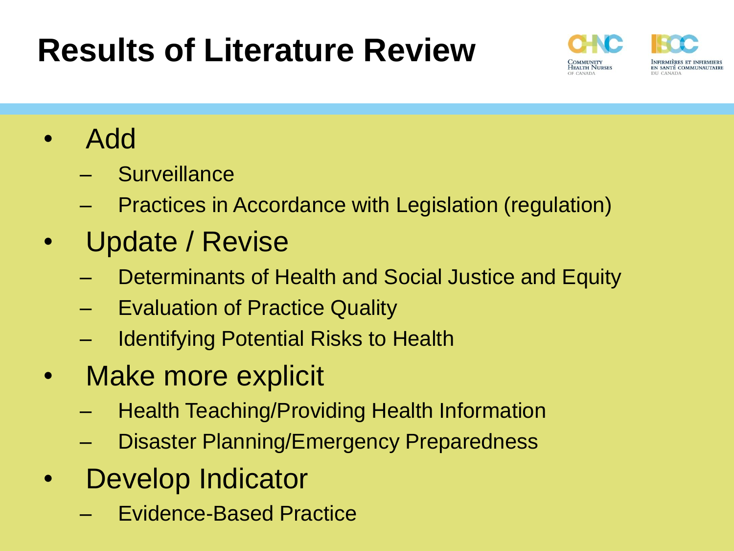# Results of Literature Review

- Add
  - Surveillance
  - Practices in Accordance with Legislation (regulation)
- Update / Revise
  - Determinants of Health and Social Justice and Equity
  - Evaluation of Practice Quality
  - Identifying Potential Risks to Health
- Make more explicit
  - Health Teaching/Providing Health Information
  - Disaster Planning/Emergency Preparedness
- Develop Indicator
  - Evidence-Based Practice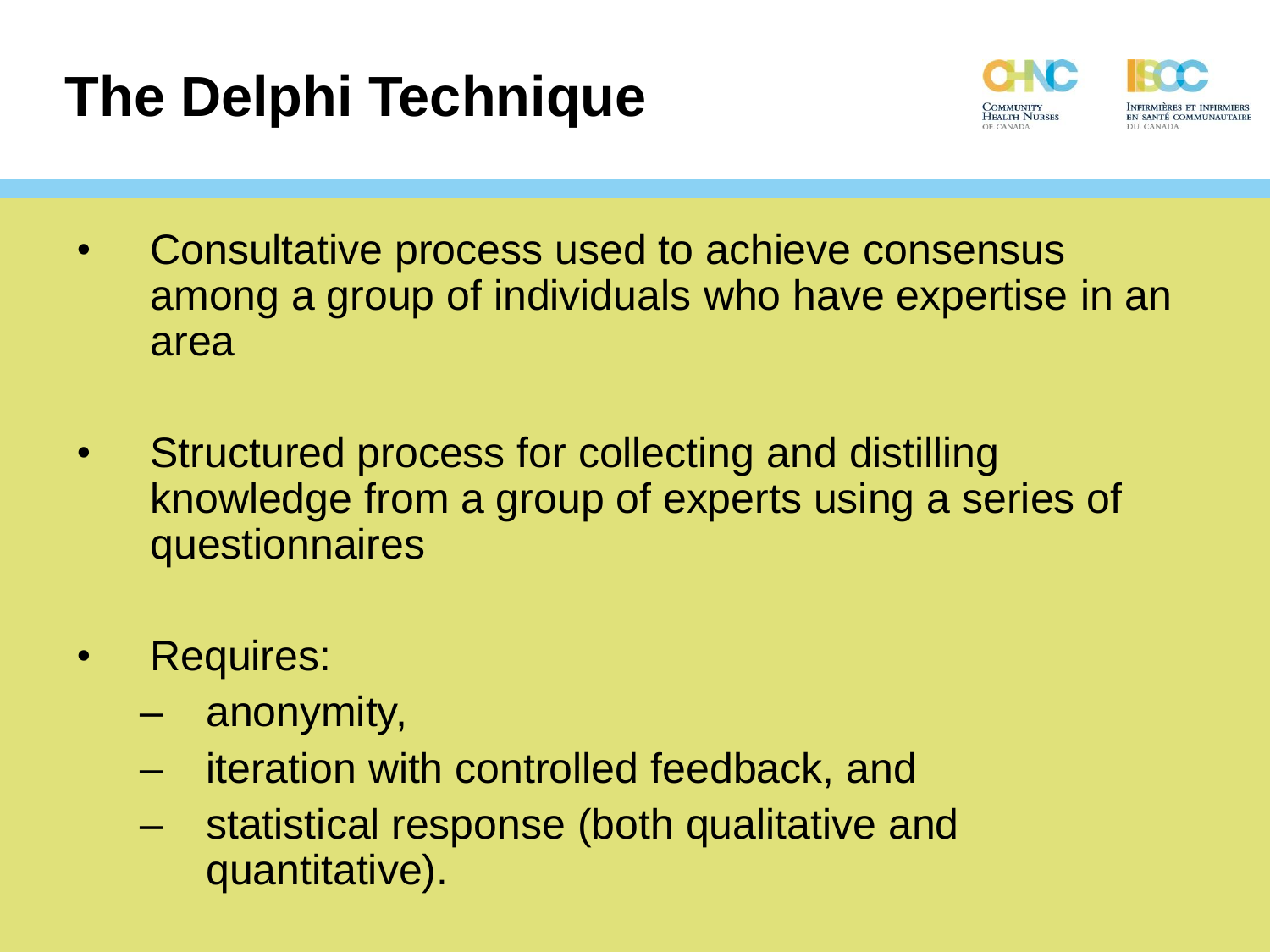# The Delphi Technique

- Consultative process used to achieve consensus among a group of individuals who have expertise in an area
- Structured process for collecting and distilling knowledge from a group of experts using a series of questionnaires
- Requires:
  - anonymity,
  - iteration with controlled feedback, and
  - statistical response (both qualitative and quantitative).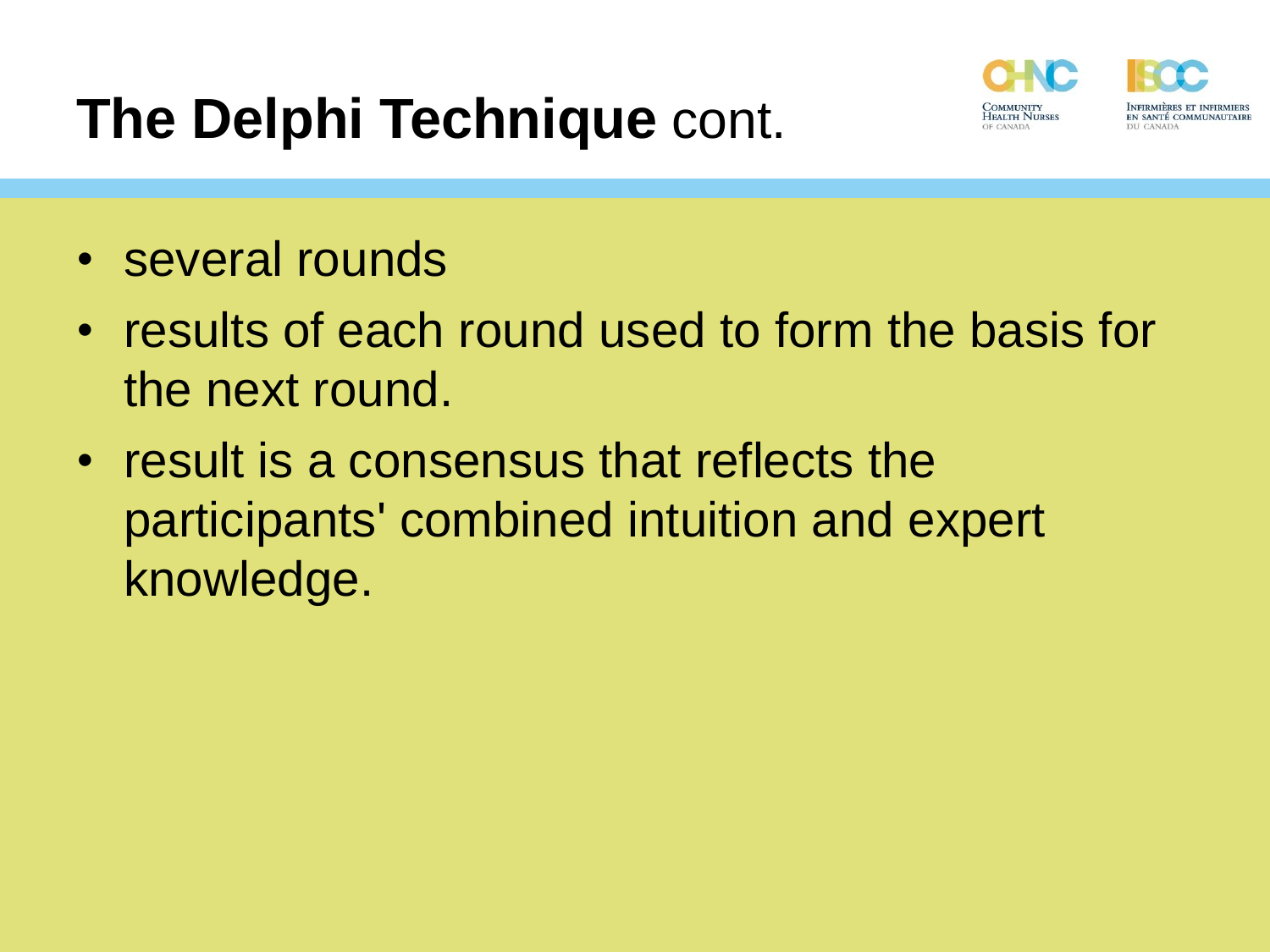# **The Delphi Technique** cont.

- several rounds
- results of each round used to form the basis for the next round.
- result is a consensus that reflects the participants' combined intuition and expert knowledge.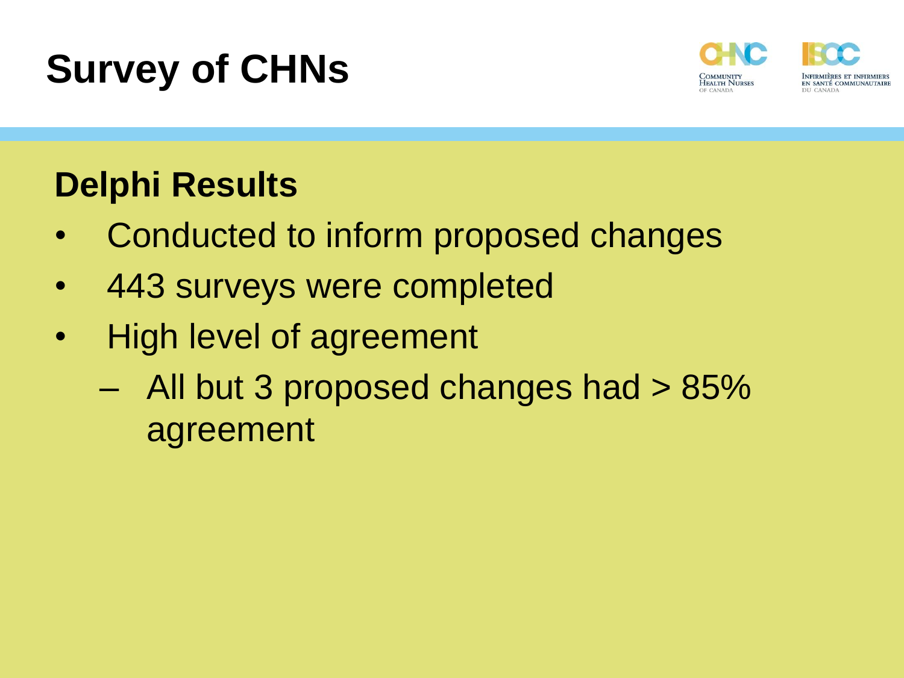# Survey of CHNs

## Delphi Results

- Conducted to inform proposed changes
- 443 surveys were completed
- High level of agreement
  - All but 3 proposed changes had > 85% agreement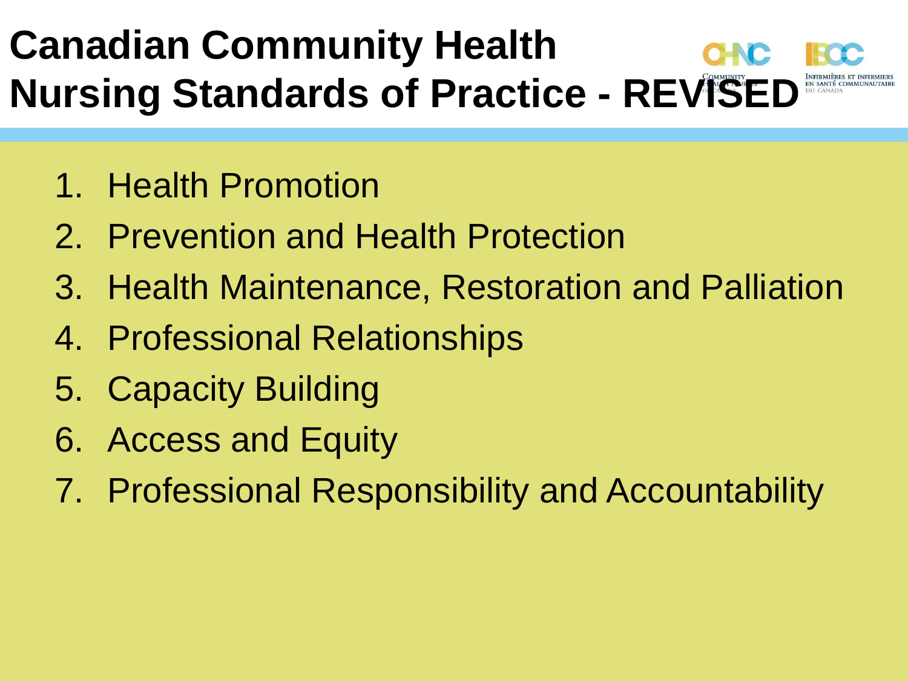# Canadian Community Health Nursing Standards of Practice - REVISED

1. Health Promotion
2. Prevention and Health Protection
3. Health Maintenance, Restoration and Palliation
4. Professional Relationships
5. Capacity Building
6. Access and Equity
7. Professional Responsibility and Accountability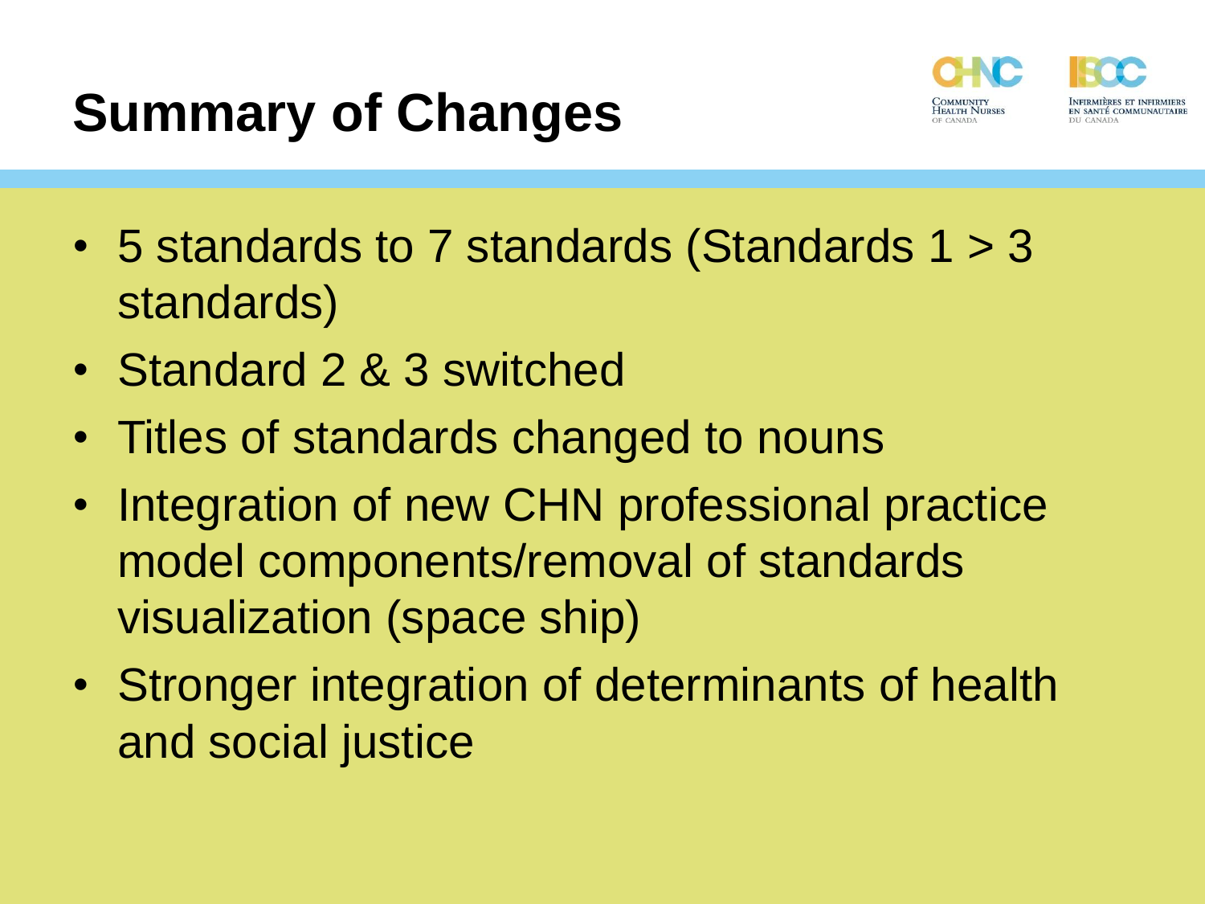# Summary of Changes

- 5 standards to 7 standards (Standards 1 > 3 standards)
- Standard 2 & 3 switched
- Titles of standards changed to nouns
- Integration of new CHN professional practice model components/removal of standards visualization (space ship)
- Stronger integration of determinants of health and social justice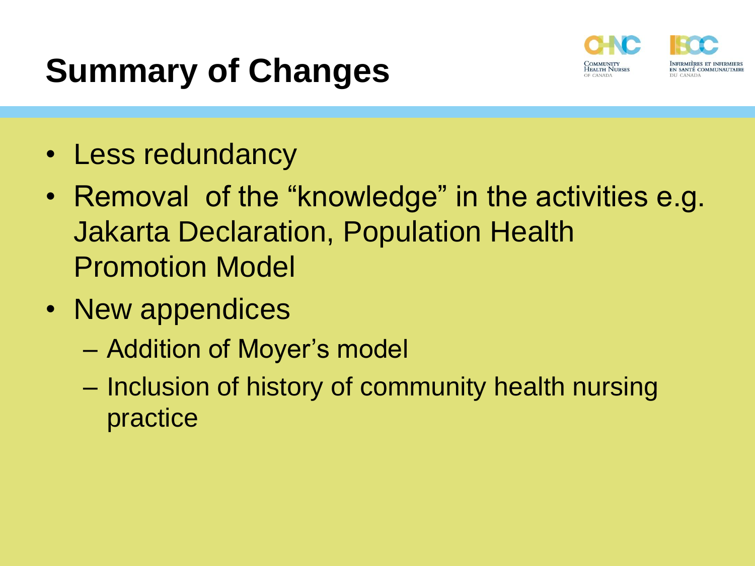# Summary of Changes

- Less redundancy
- Removal  of the “knowledge” in the activities e.g. Jakarta Declaration, Population Health Promotion Model
- New appendices
  - Addition of Moyer’s model
  - Inclusion of history of community health nursing practice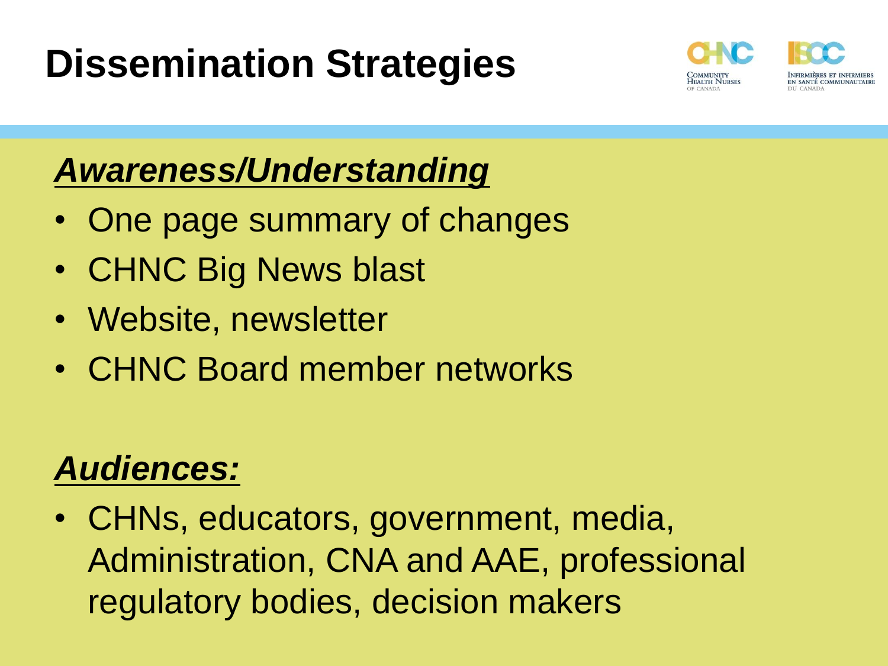# Dissemination Strategies

***Awareness/Understanding***

- One page summary of changes
- CHNC Big News blast
- Website, newsletter
- CHNC Board member networks

***Audiences:***

- CHNs, educators, government, media, Administration, CNA and AAE, professional regulatory bodies, decision makers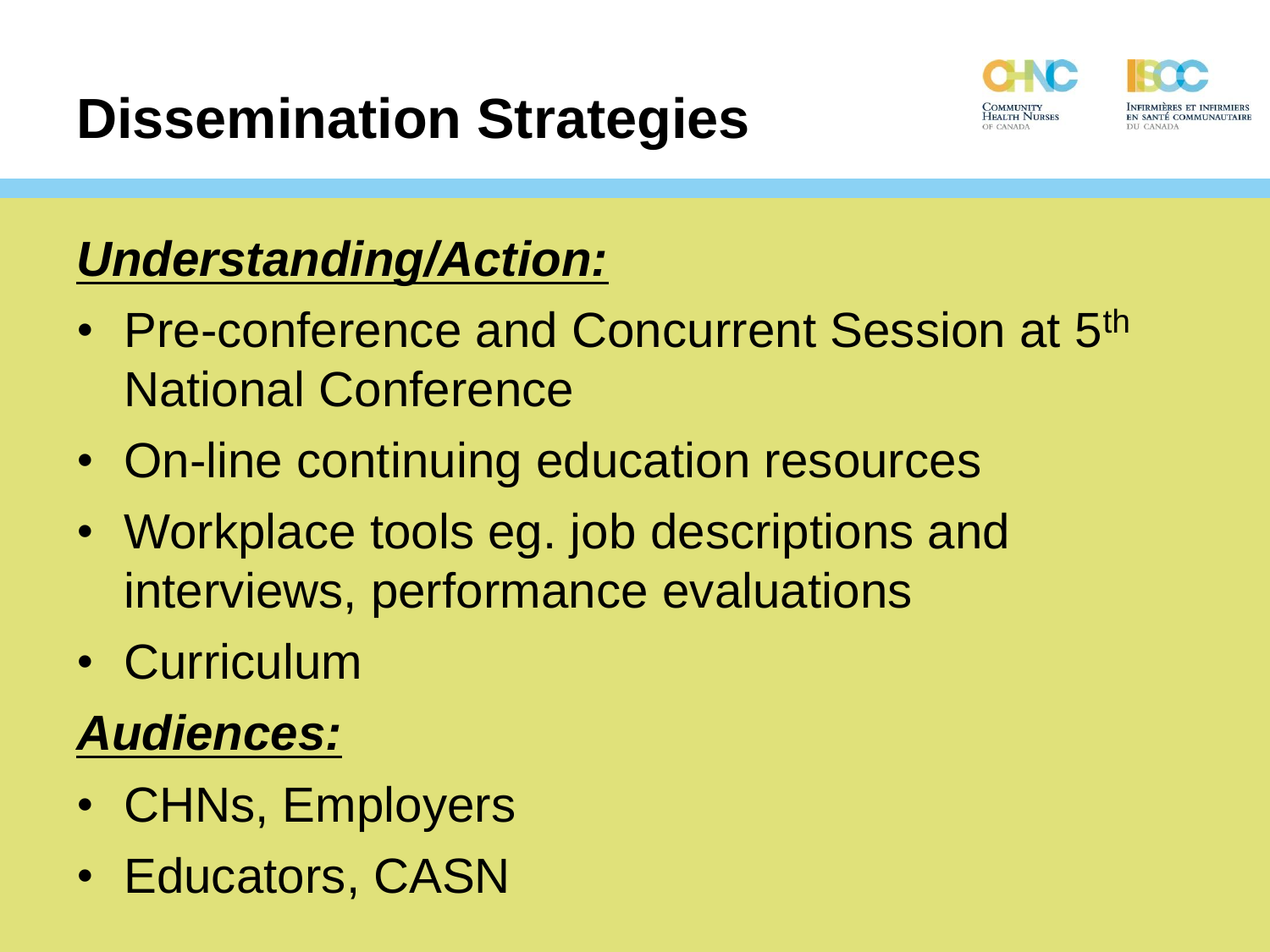# Dissemination Strategies

***Understanding/Action:***

- Pre-conference and Concurrent Session at 5th National Conference
- On-line continuing education resources
- Workplace tools eg. job descriptions and interviews, performance evaluations
- Curriculum

***Audiences:***

- CHNs, Employers
- Educators, CASN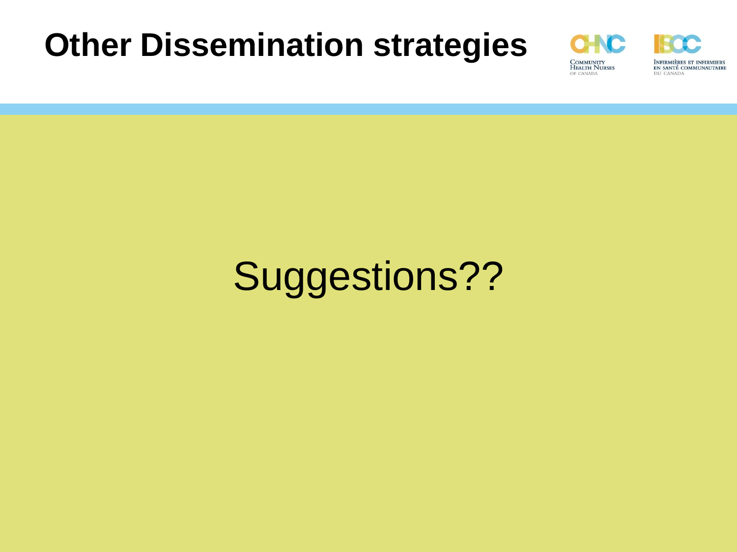# Other Dissemination strategies

Suggestions??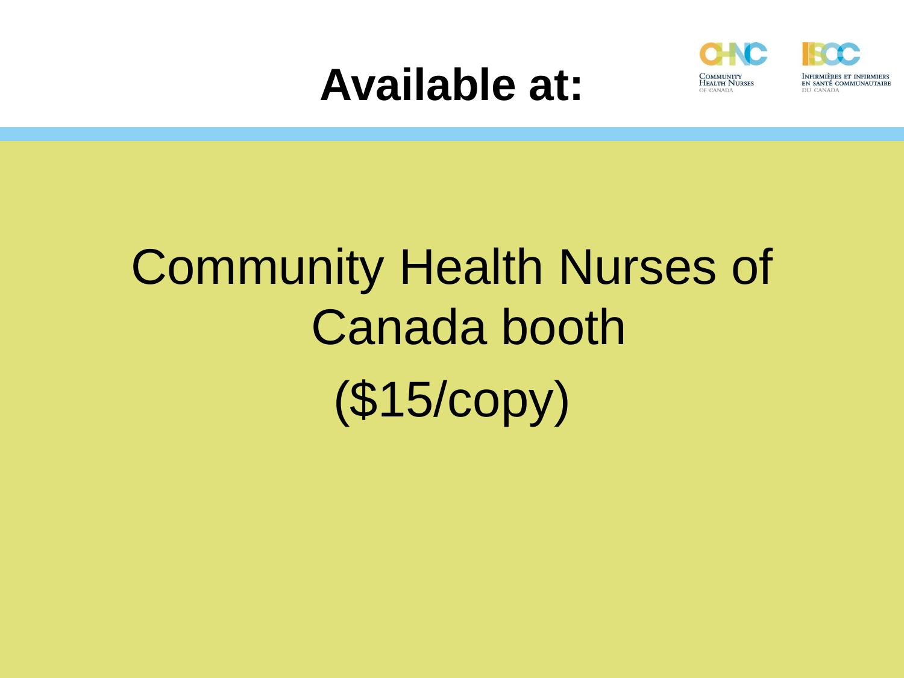# Available at:

Community Health Nurses of Canada booth

($15/copy)